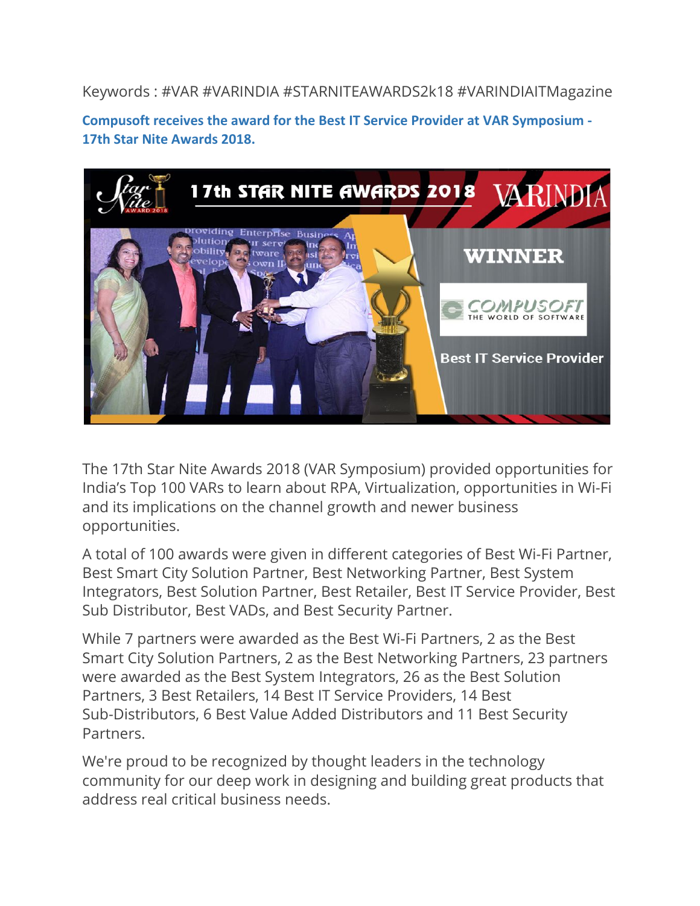Keywords : #VAR #VARINDIA #STARNITEAWARDS2k18 #VARINDIAITMagazine

**Compusoft receives the award for the Best IT Service Provider at VAR Symposium - 17th Star Nite Awards 2018.**

The 17th Star Nite Awards 2018 (VAR Symposium) provided opportunities for India's Top 100 VARs to learn about RPA, Virtualization, opportunities in Wi-Fi and its implications on the channel growth and newer business opportunities.

A total of 100 awards were given in different categories of Best Wi-Fi Partner, Best Smart City Solution Partner, Best Networking Partner, Best System Integrators, Best Solution Partner, Best Retailer, Best IT Service Provider, Best Sub Distributor, Best VADs, and Best Security Partner.

While 7 partners were awarded as the Best Wi-Fi Partners, 2 as the Best Smart City Solution Partners, 2 as the Best Networking Partners, 23 partners were awarded as the Best System Integrators, 26 as the Best Solution Partners, 3 Best Retailers, 14 Best IT Service Providers, 14 Best Sub-Distributors, 6 Best Value Added Distributors and 11 Best Security Partners.

We're proud to be recognized by thought leaders in the technology community for our deep work in designing and building great products that address real critical business needs.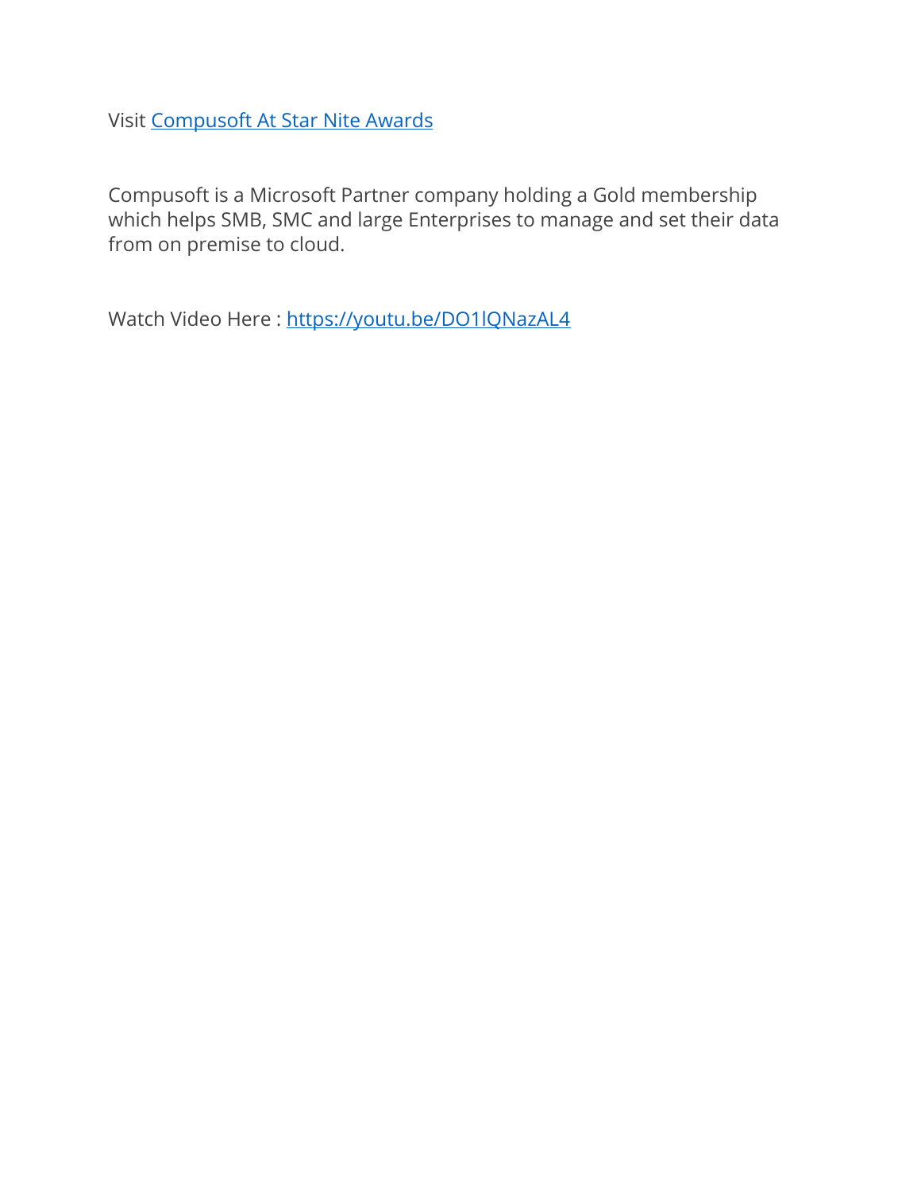Visit [Compusoft At Star Nite Awards]()

Compusoft is a Microsoft Partner company holding a Gold membership which helps SMB, SMC and large Enterprises to manage and set their data from on premise to cloud.

Watch Video Here : [https://youtu.be/DO1lQNazAL4](https://youtu.be/DO1lQNazAL4)